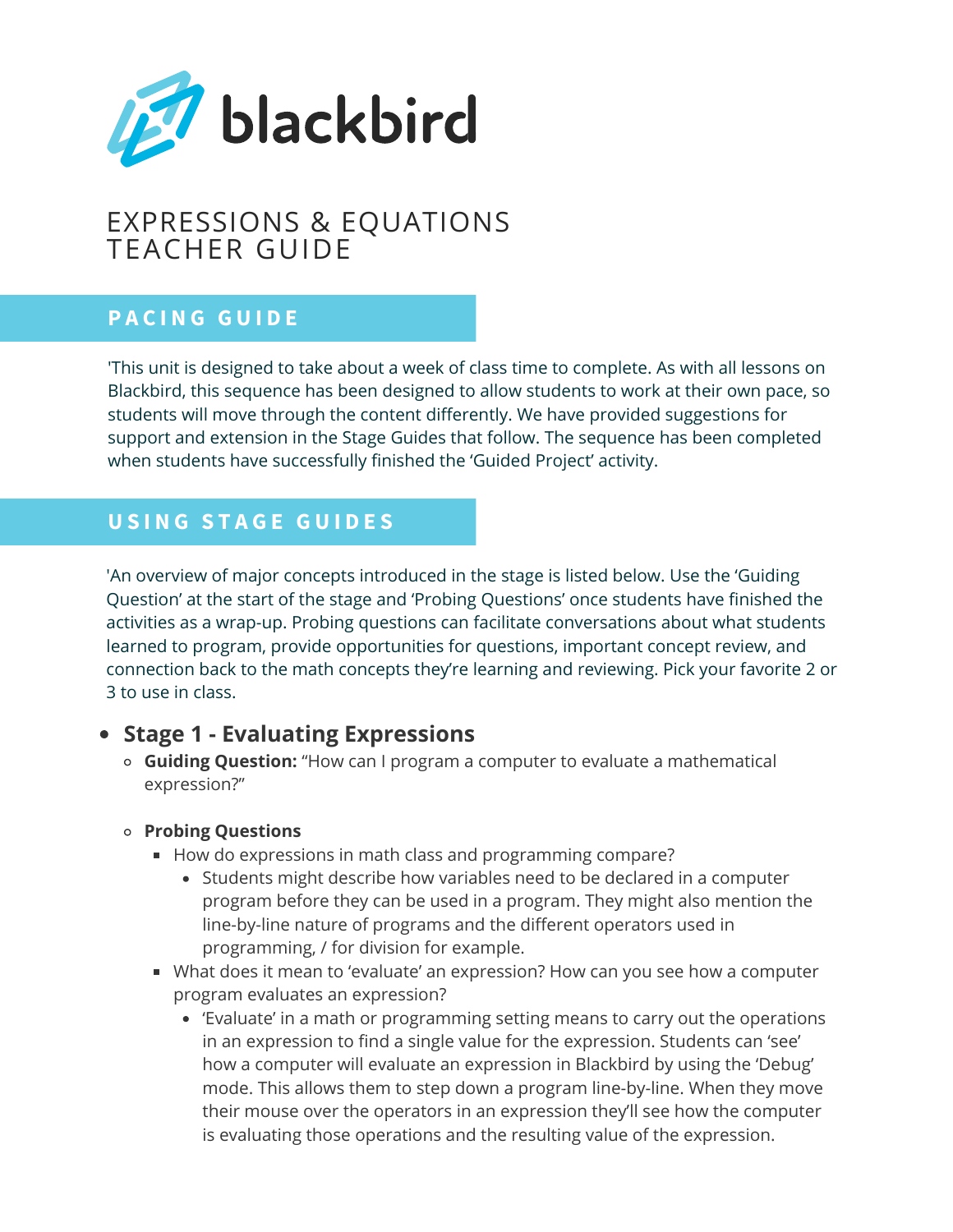blackbird

# EXPRESSIONS & EQUATIONS TEACHER GUIDE

## PACING GUIDE

'This unit is designed to take about a week of class time to complete. As with all lessons on Blackbird, this sequence has been designed to allow students to work at their own pace, so students will move through the content differently. We have provided suggestions for support and extension in the Stage Guides that follow. The sequence has been completed when students have successfully finished the 'Guided Project' activity.

## USING STAGE GUIDES

'An overview of major concepts introduced in the stage is listed below. Use the 'Guiding Question' at the start of the stage and 'Probing Questions' once students have finished the activities as a wrap-up. Probing questions can facilitate conversations about what students learned to program, provide opportunities for questions, important concept review, and connection back to the math concepts they're learning and reviewing. Pick your favorite 2 or 3 to use in class.

- **Stage 1 - Evaluating Expressions**
  - **Guiding Question:** "How can I program a computer to evaluate a mathematical expression?"
  - **Probing Questions**
    - How do expressions in math class and programming compare?
      - Students might describe how variables need to be declared in a computer program before they can be used in a program. They might also mention the line-by-line nature of programs and the different operators used in programming, / for division for example.
    - What does it mean to 'evaluate' an expression? How can you see how a computer program evaluates an expression?
      - 'Evaluate' in a math or programming setting means to carry out the operations in an expression to find a single value for the expression. Students can 'see' how a computer will evaluate an expression in Blackbird by using the 'Debug' mode. This allows them to step down a program line-by-line. When they move their mouse over the operators in an expression they'll see how the computer is evaluating those operations and the resulting value of the expression.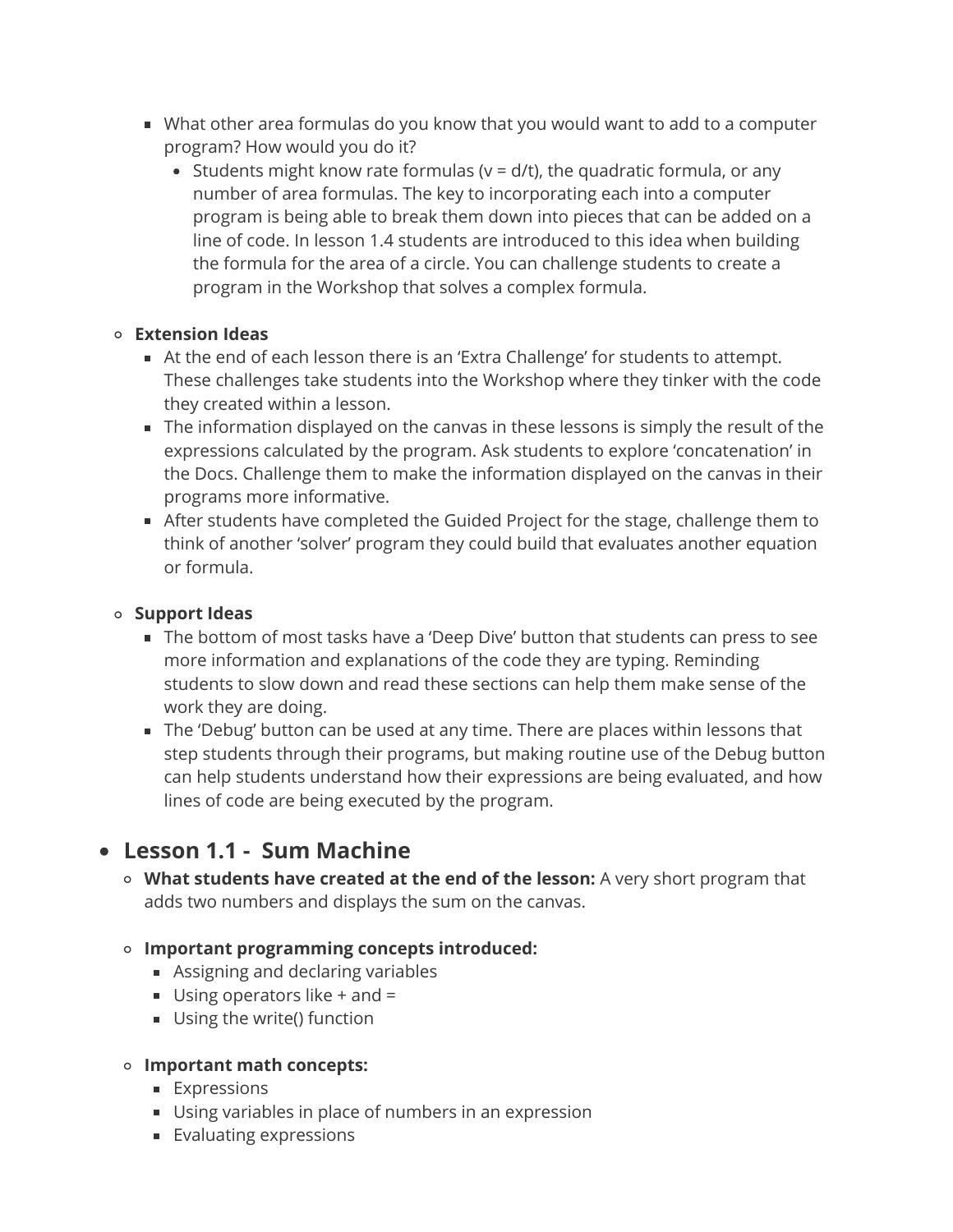- What other area formulas do you know that you would want to add to a computer program? How would you do it?
        - Students might know rate formulas ($v = d/t$), the quadratic formula, or any number of area formulas. The key to incorporating each into a computer program is being able to break them down into pieces that can be added on a line of code. In lesson 1.4 students are introduced to this idea when building the formula for the area of a circle. You can challenge students to create a program in the Workshop that solves a complex formula.

- **Extension Ideas**
    - At the end of each lesson there is an 'Extra Challenge' for students to attempt. These challenges take students into the Workshop where they tinker with the code they created within a lesson.
    - The information displayed on the canvas in these lessons is simply the result of the expressions calculated by the program. Ask students to explore 'concatenation' in the Docs. Challenge them to make the information displayed on the canvas in their programs more informative.
    - After students have completed the Guided Project for the stage, challenge them to think of another 'solver' program they could build that evaluates another equation or formula.

- **Support Ideas**
    - The bottom of most tasks have a 'Deep Dive' button that students can press to see more information and explanations of the code they are typing. Reminding students to slow down and read these sections can help them make sense of the work they are doing.
    - The 'Debug' button can be used at any time. There are places within lessons that step students through their programs, but making routine use of the Debug button can help students understand how their expressions are being evaluated, and how lines of code are being executed by the program.

## Lesson 1.1 - Sum Machine

- **What students have created at the end of the lesson:** A very short program that adds two numbers and displays the sum on the canvas.

- **Important programming concepts introduced:**
    - Assigning and declaring variables
    - Using operators like + and =
    - Using the write() function

- **Important math concepts:**
    - Expressions
    - Using variables in place of numbers in an expression
    - Evaluating expressions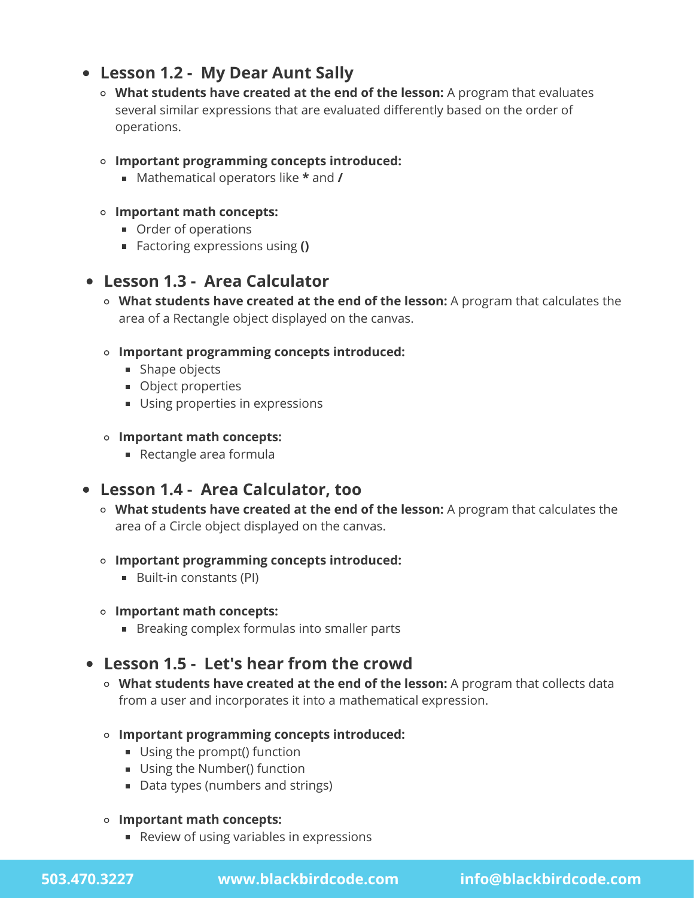- **Lesson 1.2 - My Dear Aunt Sally**
  - **What students have created at the end of the lesson:** A program that evaluates several similar expressions that are evaluated differently based on the order of operations.
  - **Important programming concepts introduced:**
    - Mathematical operators like * and /
  - **Important math concepts:**
    - Order of operations
    - Factoring expressions using **()**

- **Lesson 1.3 - Area Calculator**
  - **What students have created at the end of the lesson:** A program that calculates the area of a Rectangle object displayed on the canvas.
  - **Important programming concepts introduced:**
    - Shape objects
    - Object properties
    - Using properties in expressions
  - **Important math concepts:**
    - Rectangle area formula

- **Lesson 1.4 - Area Calculator, too**
  - **What students have created at the end of the lesson:** A program that calculates the area of a Circle object displayed on the canvas.
  - **Important programming concepts introduced:**
    - Built-in constants (PI)
  - **Important math concepts:**
    - Breaking complex formulas into smaller parts

- **Lesson 1.5 - Let's hear from the crowd**
  - **What students have created at the end of the lesson:** A program that collects data from a user and incorporates it into a mathematical expression.
  - **Important programming concepts introduced:**
    - Using the prompt() function
    - Using the Number() function
    - Data types (numbers and strings)
  - **Important math concepts:**
    - Review of using variables in expressions